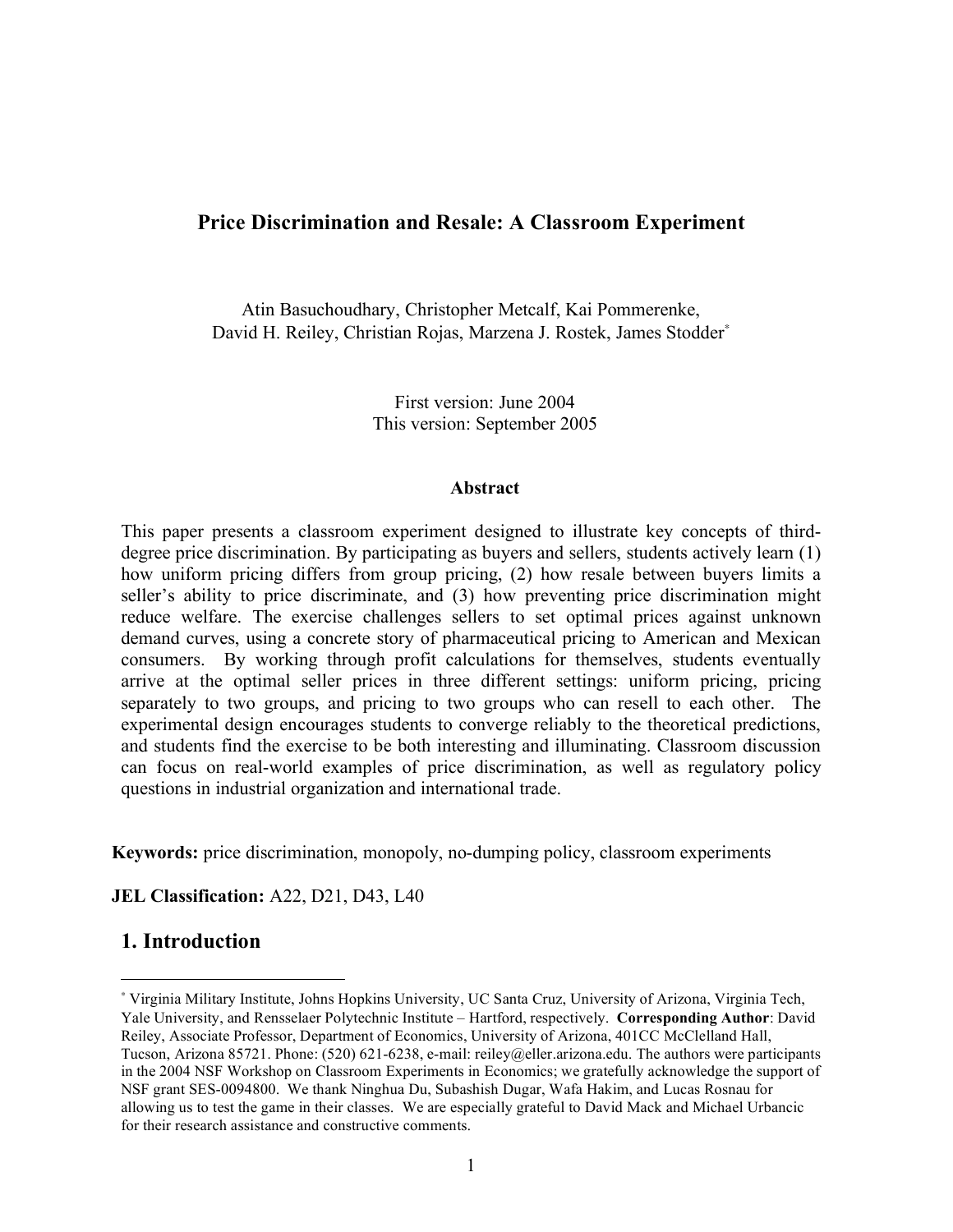# Price Discrimination and Resale: A Classroom Experiment

Atin Basuchoudhary, Christopher Metcalf, Kai Pommerenke, David H. Reiley, Christian Rojas, Marzena J. Rostek, James Stodder[*]

First version: June 2004
This version: September 2005

### Abstract

This paper presents a classroom experiment designed to illustrate key concepts of third-degree price discrimination. By participating as buyers and sellers, students actively learn (1) how uniform pricing differs from group pricing, (2) how resale between buyers limits a seller's ability to price discriminate, and (3) how preventing price discrimination might reduce welfare. The exercise challenges sellers to set optimal prices against unknown demand curves, using a concrete story of pharmaceutical pricing to American and Mexican consumers. By working through profit calculations for themselves, students eventually arrive at the optimal seller prices in three different settings: uniform pricing, pricing separately to two groups, and pricing to two groups who can resell to each other. The experimental design encourages students to converge reliably to the theoretical predictions, and students find the exercise to be both interesting and illuminating. Classroom discussion can focus on real-world examples of price discrimination, as well as regulatory policy questions in industrial organization and international trade.

**Keywords:** price discrimination, monopoly, no-dumping policy, classroom experiments

**JEL Classification:** A22, D21, D43, L40

## 1. Introduction

[*] Virginia Military Institute, Johns Hopkins University, UC Santa Cruz, University of Arizona, Virginia Tech, Yale University, and Rensselaer Polytechnic Institute – Hartford, respectively. **Corresponding Author**: David Reiley, Associate Professor, Department of Economics, University of Arizona, 401CC McClelland Hall, Tucson, Arizona 85721. Phone: (520) 621-6238, e-mail: reiley@eller.arizona.edu. The authors were participants in the 2004 NSF Workshop on Classroom Experiments in Economics; we gratefully acknowledge the support of NSF grant SES-0094800. We thank Ninghua Du, Subashish Dugar, Wafa Hakim, and Lucas Rosnau for allowing us to test the game in their classes. We are especially grateful to David Mack and Michael Urbancic for their research assistance and constructive comments.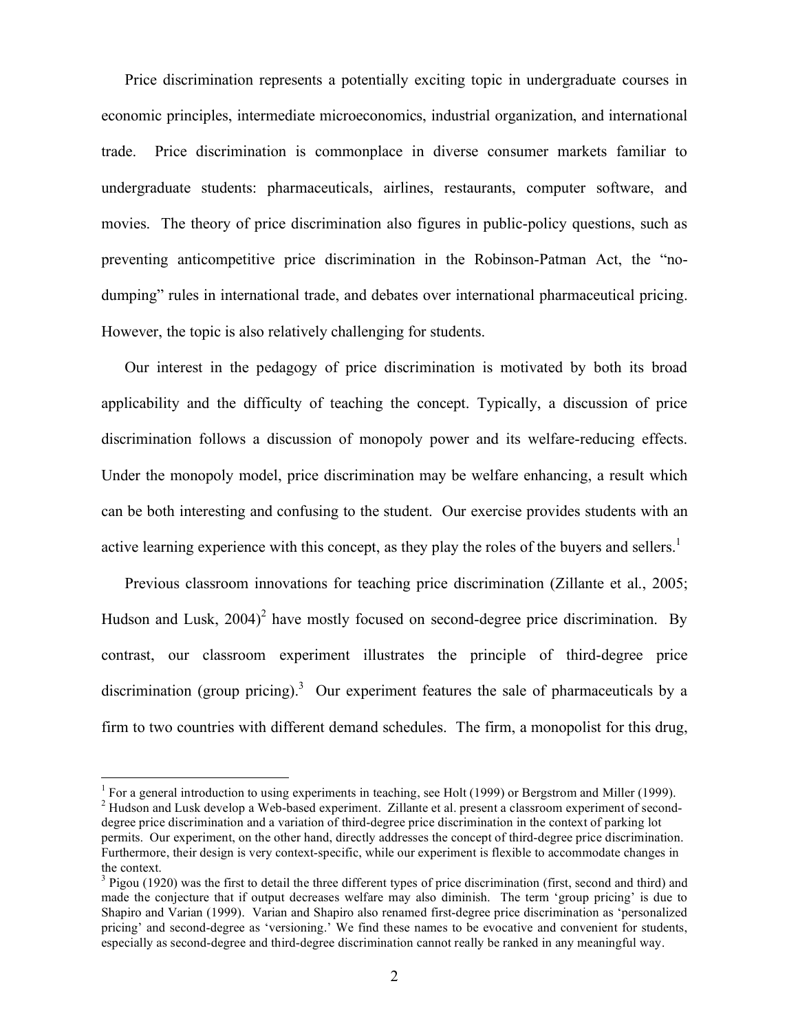Price discrimination represents a potentially exciting topic in undergraduate courses in economic principles, intermediate microeconomics, industrial organization, and international trade. Price discrimination is commonplace in diverse consumer markets familiar to undergraduate students: pharmaceuticals, airlines, restaurants, computer software, and movies. The theory of price discrimination also figures in public-policy questions, such as preventing anticompetitive price discrimination in the Robinson-Patman Act, the "no-dumping" rules in international trade, and debates over international pharmaceutical pricing. However, the topic is also relatively challenging for students.

Our interest in the pedagogy of price discrimination is motivated by both its broad applicability and the difficulty of teaching the concept. Typically, a discussion of price discrimination follows a discussion of monopoly power and its welfare-reducing effects. Under the monopoly model, price discrimination may be welfare enhancing, a result which can be both interesting and confusing to the student. Our exercise provides students with an active learning experience with this concept, as they play the roles of the buyers and sellers.[1]

Previous classroom innovations for teaching price discrimination (Zillante et al., 2005; Hudson and Lusk, 2004)[2] have mostly focused on second-degree price discrimination. By contrast, our classroom experiment illustrates the principle of third-degree price discrimination (group pricing).[3] Our experiment features the sale of pharmaceuticals by a firm to two countries with different demand schedules. The firm, a monopolist for this drug,

---

[1] For a general introduction to using experiments in teaching, see Holt (1999) or Bergstrom and Miller (1999).

[2] Hudson and Lusk develop a Web-based experiment. Zillante et al. present a classroom experiment of second-degree price discrimination and a variation of third-degree price discrimination in the context of parking lot permits. Our experiment, on the other hand, directly addresses the concept of third-degree price discrimination. Furthermore, their design is very context-specific, while our experiment is flexible to accommodate changes in the context.

[3] Pigou (1920) was the first to detail the three different types of price discrimination (first, second and third) and made the conjecture that if output decreases welfare may also diminish. The term 'group pricing' is due to Shapiro and Varian (1999). Varian and Shapiro also renamed first-degree price discrimination as 'personalized pricing' and second-degree as 'versioning.' We find these names to be evocative and convenient for students, especially as second-degree and third-degree discrimination cannot really be ranked in any meaningful way.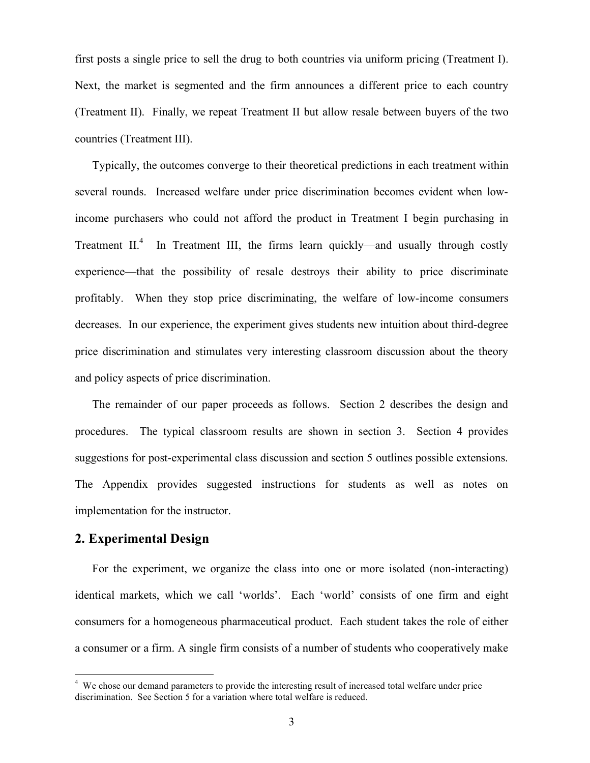first posts a single price to sell the drug to both countries via uniform pricing (Treatment I). Next, the market is segmented and the firm announces a different price to each country (Treatment II). Finally, we repeat Treatment II but allow resale between buyers of the two countries (Treatment III).

Typically, the outcomes converge to their theoretical predictions in each treatment within several rounds. Increased welfare under price discrimination becomes evident when low-income purchasers who could not afford the product in Treatment I begin purchasing in Treatment II.[4] In Treatment III, the firms learn quickly—and usually through costly experience—that the possibility of resale destroys their ability to price discriminate profitably. When they stop price discriminating, the welfare of low-income consumers decreases. In our experience, the experiment gives students new intuition about third-degree price discrimination and stimulates very interesting classroom discussion about the theory and policy aspects of price discrimination.

The remainder of our paper proceeds as follows. Section 2 describes the design and procedures. The typical classroom results are shown in section 3. Section 4 provides suggestions for post-experimental class discussion and section 5 outlines possible extensions. The Appendix provides suggested instructions for students as well as notes on implementation for the instructor.

## 2. Experimental Design

For the experiment, we organize the class into one or more isolated (non-interacting) identical markets, which we call 'worlds'. Each 'world' consists of one firm and eight consumers for a homogeneous pharmaceutical product. Each student takes the role of either a consumer or a firm. A single firm consists of a number of students who cooperatively make

[4] We chose our demand parameters to provide the interesting result of increased total welfare under price discrimination. See Section 5 for a variation where total welfare is reduced.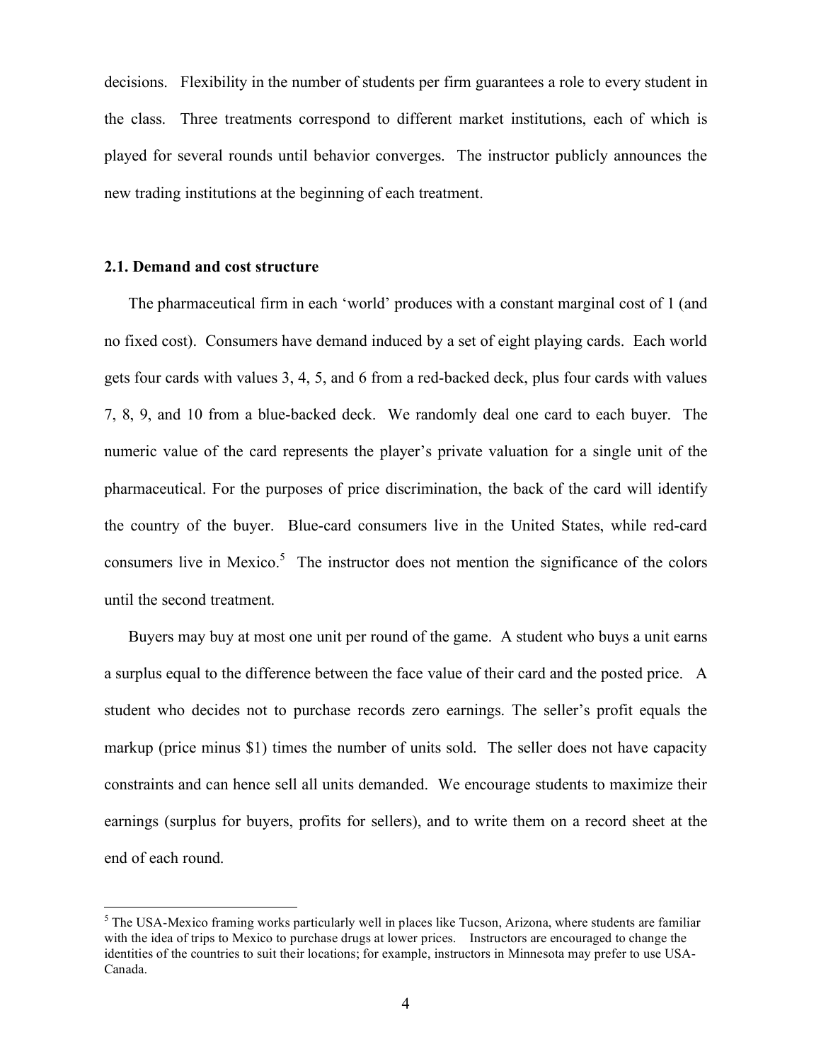decisions. Flexibility in the number of students per firm guarantees a role to every student in the class. Three treatments correspond to different market institutions, each of which is played for several rounds until behavior converges. The instructor publicly announces the new trading institutions at the beginning of each treatment.

### 2.1. Demand and cost structure

The pharmaceutical firm in each 'world' produces with a constant marginal cost of 1 (and no fixed cost). Consumers have demand induced by a set of eight playing cards. Each world gets four cards with values 3, 4, 5, and 6 from a red-backed deck, plus four cards with values 7, 8, 9, and 10 from a blue-backed deck. We randomly deal one card to each buyer. The numeric value of the card represents the player's private valuation for a single unit of the pharmaceutical. For the purposes of price discrimination, the back of the card will identify the country of the buyer. Blue-card consumers live in the United States, while red-card consumers live in Mexico.[5] The instructor does not mention the significance of the colors until the second treatment.

Buyers may buy at most one unit per round of the game. A student who buys a unit earns a surplus equal to the difference between the face value of their card and the posted price. A student who decides not to purchase records zero earnings. The seller's profit equals the markup (price minus $1) times the number of units sold. The seller does not have capacity constraints and can hence sell all units demanded. We encourage students to maximize their earnings (surplus for buyers, profits for sellers), and to write them on a record sheet at the end of each round.

[5] The USA-Mexico framing works particularly well in places like Tucson, Arizona, where students are familiar with the idea of trips to Mexico to purchase drugs at lower prices. Instructors are encouraged to change the identities of the countries to suit their locations; for example, instructors in Minnesota may prefer to use USA-Canada.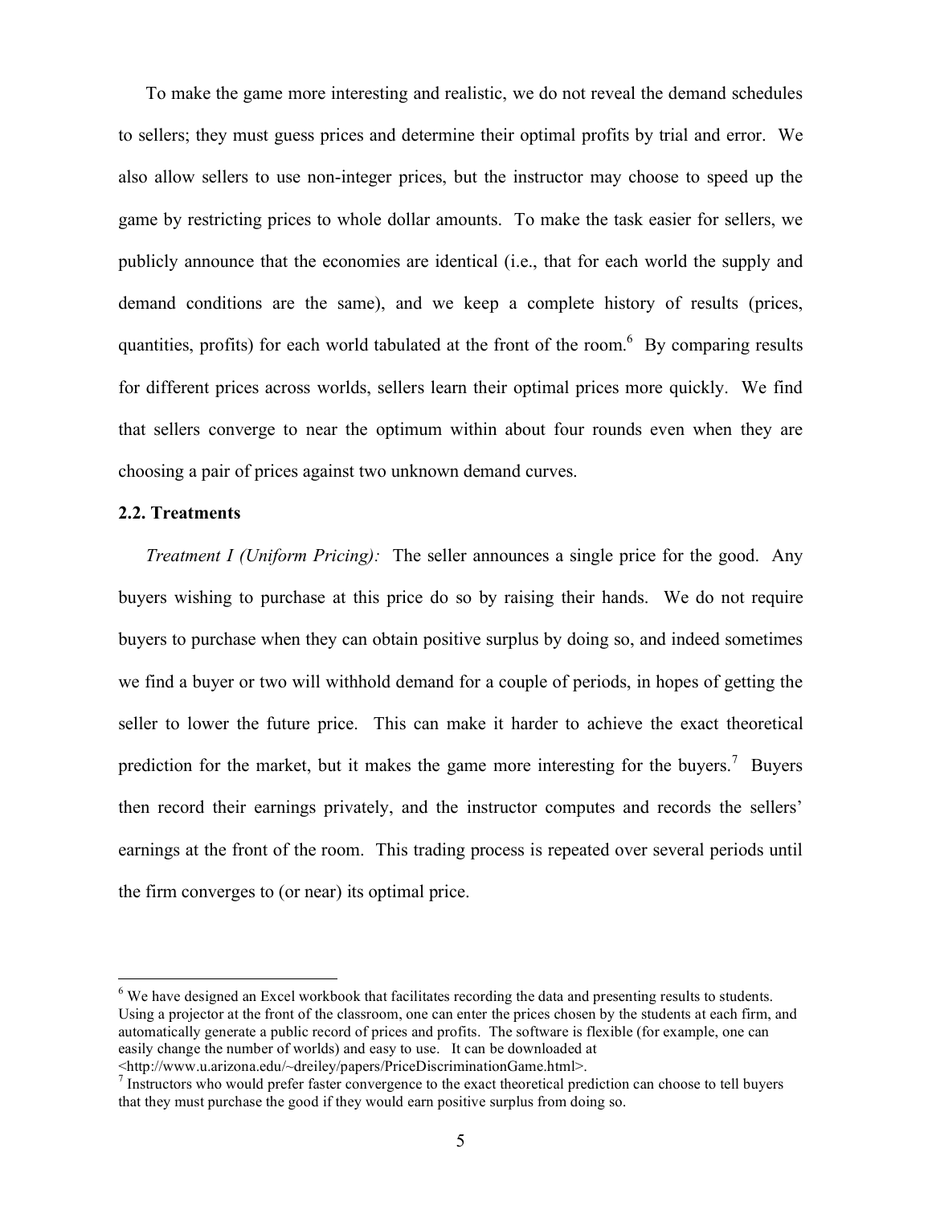To make the game more interesting and realistic, we do not reveal the demand schedules to sellers; they must guess prices and determine their optimal profits by trial and error. We also allow sellers to use non-integer prices, but the instructor may choose to speed up the game by restricting prices to whole dollar amounts. To make the task easier for sellers, we publicly announce that the economies are identical (i.e., that for each world the supply and demand conditions are the same), and we keep a complete history of results (prices, quantities, profits) for each world tabulated at the front of the room.[6] By comparing results for different prices across worlds, sellers learn their optimal prices more quickly. We find that sellers converge to near the optimum within about four rounds even when they are choosing a pair of prices against two unknown demand curves.

### 2.2. Treatments

*Treatment I (Uniform Pricing):* The seller announces a single price for the good. Any buyers wishing to purchase at this price do so by raising their hands. We do not require buyers to purchase when they can obtain positive surplus by doing so, and indeed sometimes we find a buyer or two will withhold demand for a couple of periods, in hopes of getting the seller to lower the future price. This can make it harder to achieve the exact theoretical prediction for the market, but it makes the game more interesting for the buyers.[7] Buyers then record their earnings privately, and the instructor computes and records the sellers' earnings at the front of the room. This trading process is repeated over several periods until the firm converges to (or near) its optimal price.

---

[6] We have designed an Excel workbook that facilitates recording the data and presenting results to students. Using a projector at the front of the classroom, one can enter the prices chosen by the students at each firm, and automatically generate a public record of prices and profits. The software is flexible (for example, one can easily change the number of worlds) and easy to use. It can be downloaded at <http://www.u.arizona.edu/~dreiley/papers/PriceDiscriminationGame.html>.

[7] Instructors who would prefer faster convergence to the exact theoretical prediction can choose to tell buyers that they must purchase the good if they would earn positive surplus from doing so.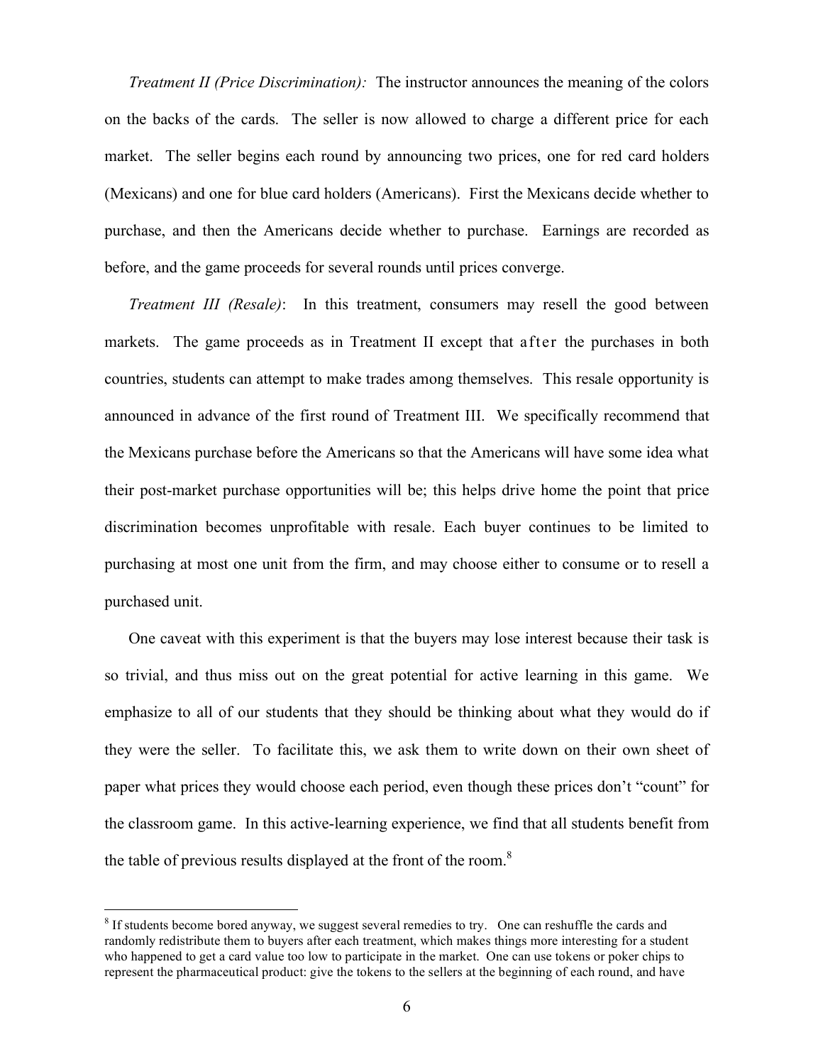*Treatment II (Price Discrimination):* The instructor announces the meaning of the colors on the backs of the cards. The seller is now allowed to charge a different price for each market. The seller begins each round by announcing two prices, one for red card holders (Mexicans) and one for blue card holders (Americans). First the Mexicans decide whether to purchase, and then the Americans decide whether to purchase. Earnings are recorded as before, and the game proceeds for several rounds until prices converge.

*Treatment III (Resale)*: In this treatment, consumers may resell the good between markets. The game proceeds as in Treatment II except that after the purchases in both countries, students can attempt to make trades among themselves. This resale opportunity is announced in advance of the first round of Treatment III. We specifically recommend that the Mexicans purchase before the Americans so that the Americans will have some idea what their post-market purchase opportunities will be; this helps drive home the point that price discrimination becomes unprofitable with resale. Each buyer continues to be limited to purchasing at most one unit from the firm, and may choose either to consume or to resell a purchased unit.

One caveat with this experiment is that the buyers may lose interest because their task is so trivial, and thus miss out on the great potential for active learning in this game. We emphasize to all of our students that they should be thinking about what they would do if they were the seller. To facilitate this, we ask them to write down on their own sheet of paper what prices they would choose each period, even though these prices don't "count" for the classroom game. In this active-learning experience, we find that all students benefit from the table of previous results displayed at the front of the room.[8]

[8] If students become bored anyway, we suggest several remedies to try. One can reshuffle the cards and randomly redistribute them to buyers after each treatment, which makes things more interesting for a student who happened to get a card value too low to participate in the market. One can use tokens or poker chips to represent the pharmaceutical product: give the tokens to the sellers at the beginning of each round, and have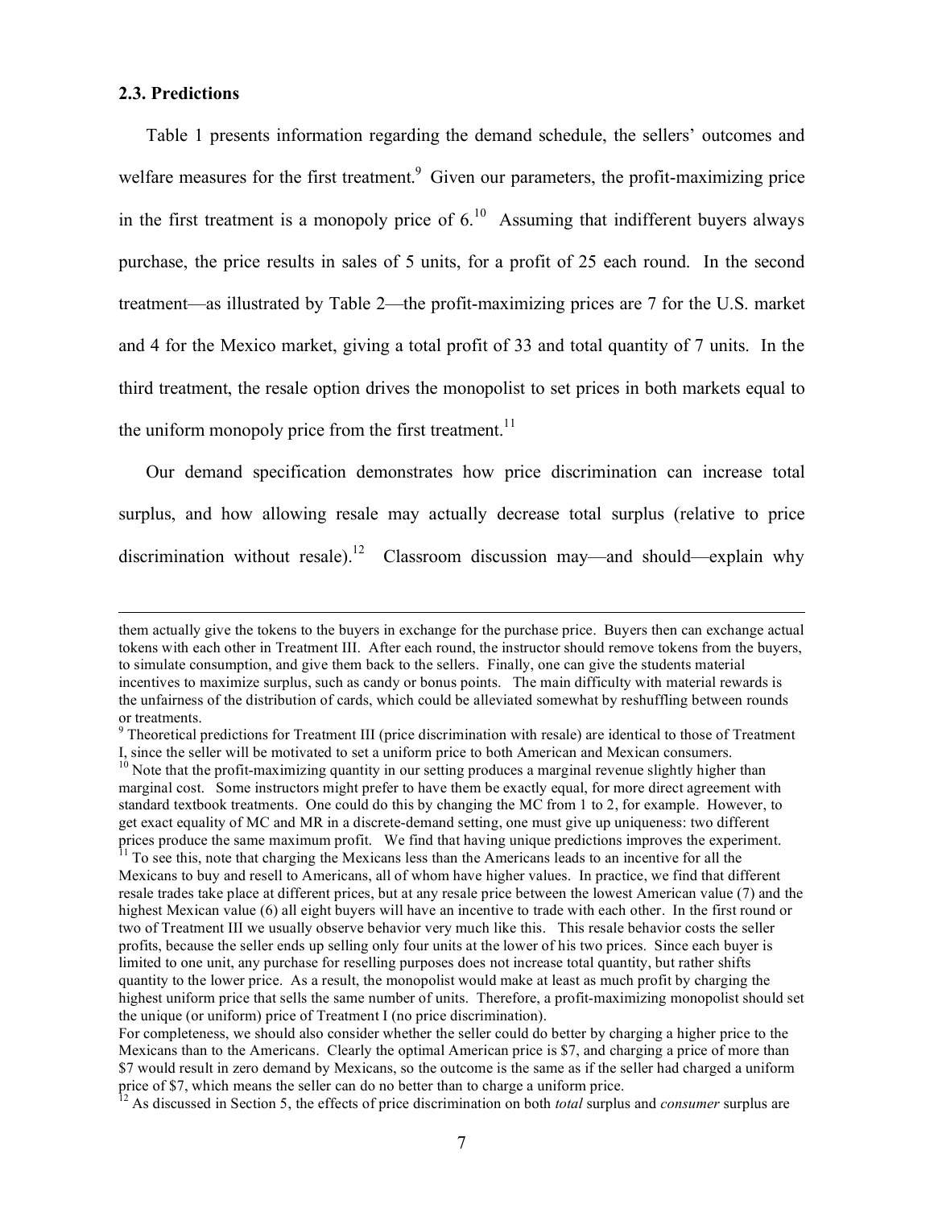### 2.3. Predictions

Table 1 presents information regarding the demand schedule, the sellers' outcomes and welfare measures for the first treatment.[9] Given our parameters, the profit-maximizing price in the first treatment is a monopoly price of 6.[10] Assuming that indifferent buyers always purchase, the price results in sales of 5 units, for a profit of 25 each round. In the second treatment—as illustrated by Table 2—the profit-maximizing prices are 7 for the U.S. market and 4 for the Mexico market, giving a total profit of 33 and total quantity of 7 units. In the third treatment, the resale option drives the monopolist to set prices in both markets equal to the uniform monopoly price from the first treatment.[11]

Our demand specification demonstrates how price discrimination can increase total surplus, and how allowing resale may actually decrease total surplus (relative to price discrimination without resale).[12] Classroom discussion may—and should—explain why

---

them actually give the tokens to the buyers in exchange for the purchase price. Buyers then can exchange actual tokens with each other in Treatment III. After each round, the instructor should remove tokens from the buyers, to simulate consumption, and give them back to the sellers. Finally, one can give the students material incentives to maximize surplus, such as candy or bonus points. The main difficulty with material rewards is the unfairness of the distribution of cards, which could be alleviated somewhat by reshuffling between rounds or treatments.

[9] Theoretical predictions for Treatment III (price discrimination with resale) are identical to those of Treatment I, since the seller will be motivated to set a uniform price to both American and Mexican consumers.

[10] Note that the profit-maximizing quantity in our setting produces a marginal revenue slightly higher than marginal cost. Some instructors might prefer to have them be exactly equal, for more direct agreement with standard textbook treatments. One could do this by changing the MC from 1 to 2, for example. However, to get exact equality of MC and MR in a discrete-demand setting, one must give up uniqueness: two different prices produce the same maximum profit. We find that having unique predictions improves the experiment.

[11] To see this, note that charging the Mexicans less than the Americans leads to an incentive for all the Mexicans to buy and resell to Americans, all of whom have higher values. In practice, we find that different resale trades take place at different prices, but at any resale price between the lowest American value (7) and the highest Mexican value (6) all eight buyers will have an incentive to trade with each other. In the first round or two of Treatment III we usually observe behavior very much like this. This resale behavior costs the seller profits, because the seller ends up selling only four units at the lower of his two prices. Since each buyer is limited to one unit, any purchase for reselling purposes does not increase total quantity, but rather shifts quantity to the lower price. As a result, the monopolist would make at least as much profit by charging the highest uniform price that sells the same number of units. Therefore, a profit-maximizing monopolist should set the unique (or uniform) price of Treatment I (no price discrimination).

For completeness, we should also consider whether the seller could do better by charging a higher price to the Mexicans than to the Americans. Clearly the optimal American price is \$7, and charging a price of more than \$7 would result in zero demand by Mexicans, so the outcome is the same as if the seller had charged a uniform price of \$7, which means the seller can do no better than to charge a uniform price.

[12] As discussed in Section 5, the effects of price discrimination on both *total* surplus and *consumer* surplus are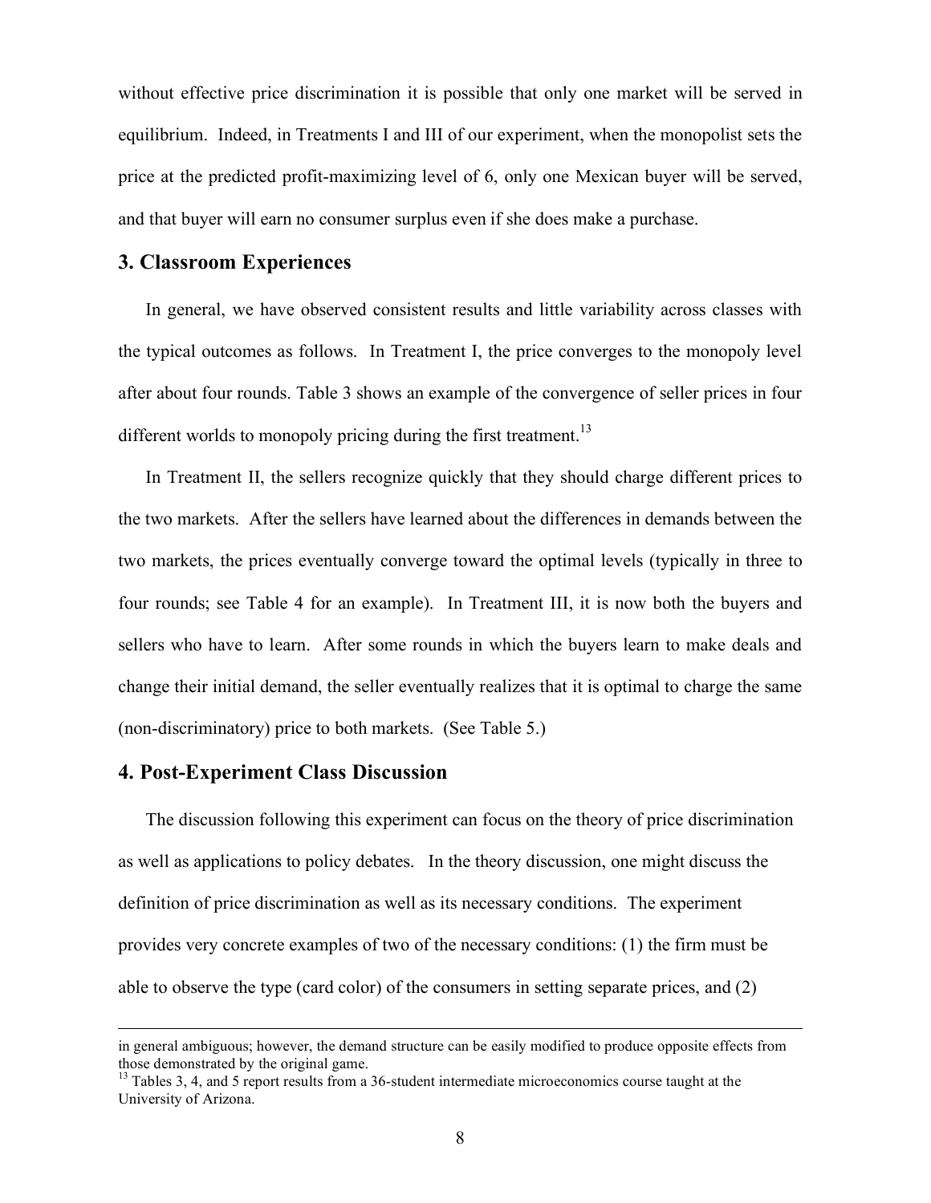without effective price discrimination it is possible that only one market will be served in equilibrium. Indeed, in Treatments I and III of our experiment, when the monopolist sets the price at the predicted profit-maximizing level of 6, only one Mexican buyer will be served, and that buyer will earn no consumer surplus even if she does make a purchase.

## 3. Classroom Experiences

In general, we have observed consistent results and little variability across classes with the typical outcomes as follows. In Treatment I, the price converges to the monopoly level after about four rounds. Table 3 shows an example of the convergence of seller prices in four different worlds to monopoly pricing during the first treatment.[13]

In Treatment II, the sellers recognize quickly that they should charge different prices to the two markets. After the sellers have learned about the differences in demands between the two markets, the prices eventually converge toward the optimal levels (typically in three to four rounds; see Table 4 for an example). In Treatment III, it is now both the buyers and sellers who have to learn. After some rounds in which the buyers learn to make deals and change their initial demand, the seller eventually realizes that it is optimal to charge the same (non-discriminatory) price to both markets. (See Table 5.)

## 4. Post-Experiment Class Discussion

The discussion following this experiment can focus on the theory of price discrimination as well as applications to policy debates. In the theory discussion, one might discuss the definition of price discrimination as well as its necessary conditions. The experiment provides very concrete examples of two of the necessary conditions: (1) the firm must be able to observe the type (card color) of the consumers in setting separate prices, and (2)

---

in general ambiguous; however, the demand structure can be easily modified to produce opposite effects from those demonstrated by the original game.

[13] Tables 3, 4, and 5 report results from a 36-student intermediate microeconomics course taught at the University of Arizona.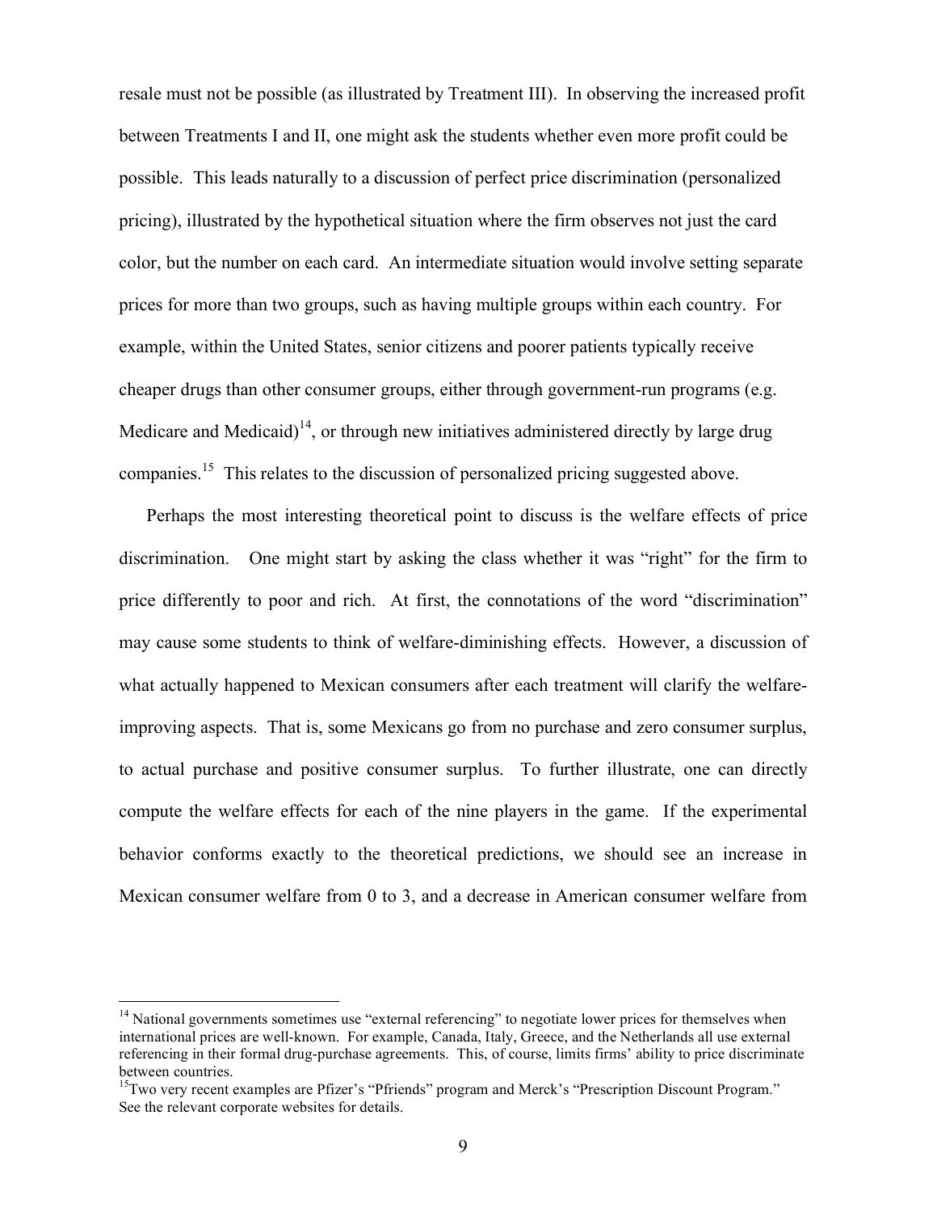resale must not be possible (as illustrated by Treatment III). In observing the increased profit between Treatments I and II, one might ask the students whether even more profit could be possible. This leads naturally to a discussion of perfect price discrimination (personalized pricing), illustrated by the hypothetical situation where the firm observes not just the card color, but the number on each card. An intermediate situation would involve setting separate prices for more than two groups, such as having multiple groups within each country. For example, within the United States, senior citizens and poorer patients typically receive cheaper drugs than other consumer groups, either through government-run programs (e.g. Medicare and Medicaid)[14], or through new initiatives administered directly by large drug companies.[15] This relates to the discussion of personalized pricing suggested above.

Perhaps the most interesting theoretical point to discuss is the welfare effects of price discrimination. One might start by asking the class whether it was "right" for the firm to price differently to poor and rich. At first, the connotations of the word "discrimination" may cause some students to think of welfare-diminishing effects. However, a discussion of what actually happened to Mexican consumers after each treatment will clarify the welfare-improving aspects. That is, some Mexicans go from no purchase and zero consumer surplus, to actual purchase and positive consumer surplus. To further illustrate, one can directly compute the welfare effects for each of the nine players in the game. If the experimental behavior conforms exactly to the theoretical predictions, we should see an increase in Mexican consumer welfare from 0 to 3, and a decrease in American consumer welfare from

---

[14] National governments sometimes use "external referencing" to negotiate lower prices for themselves when international prices are well-known. For example, Canada, Italy, Greece, and the Netherlands all use external referencing in their formal drug-purchase agreements. This, of course, limits firms' ability to price discriminate between countries.

[15] Two very recent examples are Pfizer's "Pfriends" program and Merck's "Prescription Discount Program." See the relevant corporate websites for details.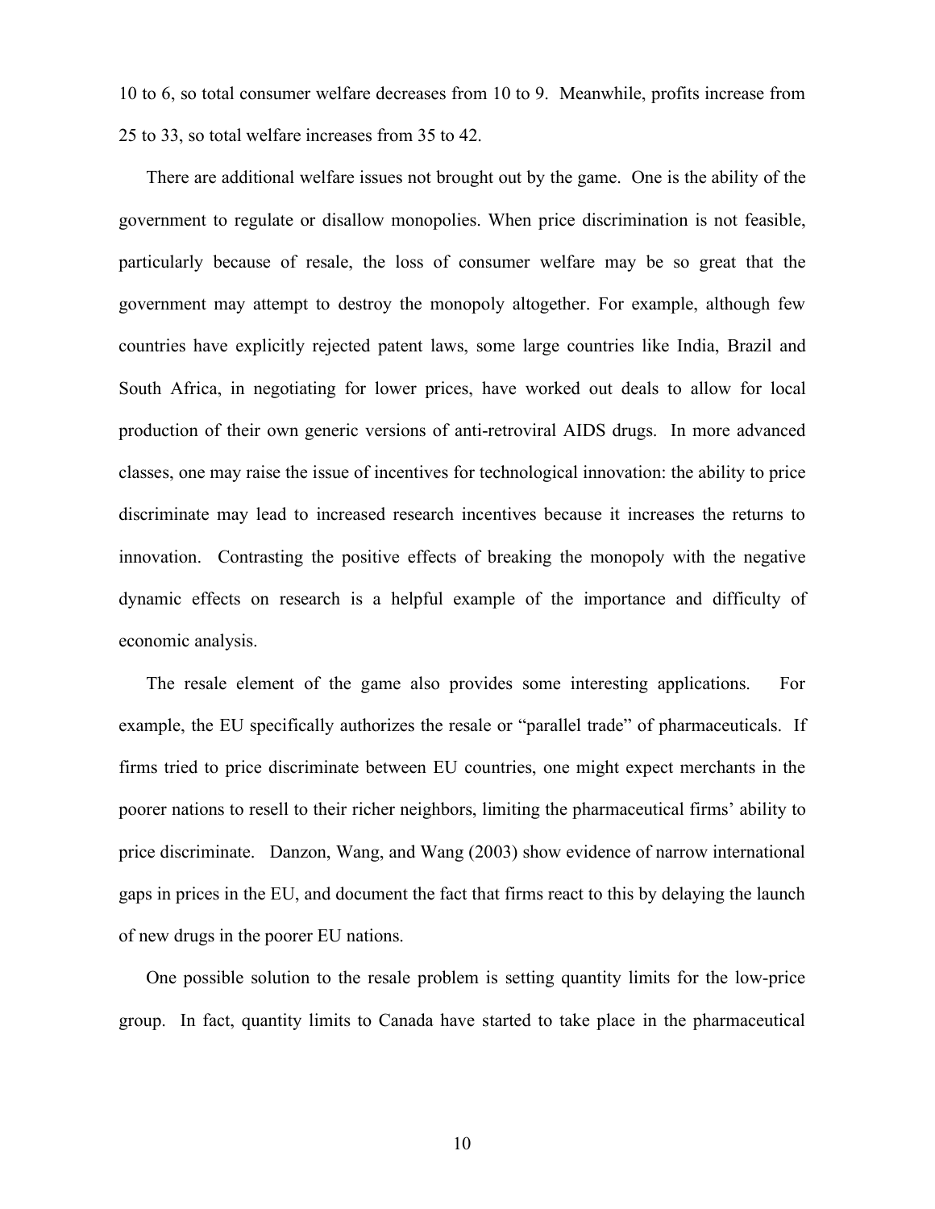10 to 6, so total consumer welfare decreases from 10 to 9. Meanwhile, profits increase from 25 to 33, so total welfare increases from 35 to 42.

There are additional welfare issues not brought out by the game. One is the ability of the government to regulate or disallow monopolies. When price discrimination is not feasible, particularly because of resale, the loss of consumer welfare may be so great that the government may attempt to destroy the monopoly altogether. For example, although few countries have explicitly rejected patent laws, some large countries like India, Brazil and South Africa, in negotiating for lower prices, have worked out deals to allow for local production of their own generic versions of anti-retroviral AIDS drugs. In more advanced classes, one may raise the issue of incentives for technological innovation: the ability to price discriminate may lead to increased research incentives because it increases the returns to innovation. Contrasting the positive effects of breaking the monopoly with the negative dynamic effects on research is a helpful example of the importance and difficulty of economic analysis.

The resale element of the game also provides some interesting applications. For example, the EU specifically authorizes the resale or "parallel trade" of pharmaceuticals. If firms tried to price discriminate between EU countries, one might expect merchants in the poorer nations to resell to their richer neighbors, limiting the pharmaceutical firms' ability to price discriminate. Danzon, Wang, and Wang (2003) show evidence of narrow international gaps in prices in the EU, and document the fact that firms react to this by delaying the launch of new drugs in the poorer EU nations.

One possible solution to the resale problem is setting quantity limits for the low-price group. In fact, quantity limits to Canada have started to take place in the pharmaceutical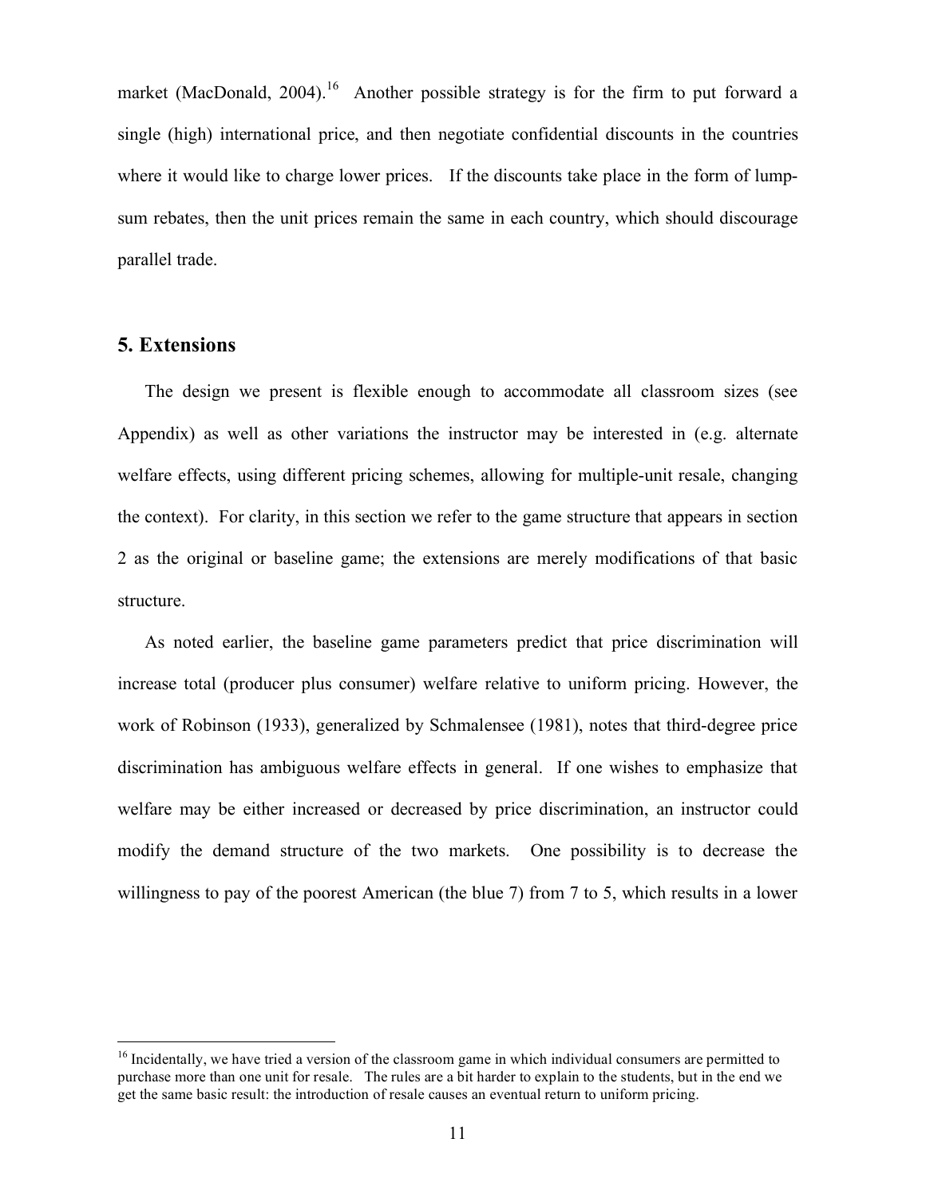market (MacDonald, 2004).[16] Another possible strategy is for the firm to put forward a single (high) international price, and then negotiate confidential discounts in the countries where it would like to charge lower prices. If the discounts take place in the form of lump-sum rebates, then the unit prices remain the same in each country, which should discourage parallel trade.

## 5. Extensions

The design we present is flexible enough to accommodate all classroom sizes (see Appendix) as well as other variations the instructor may be interested in (e.g. alternate welfare effects, using different pricing schemes, allowing for multiple-unit resale, changing the context). For clarity, in this section we refer to the game structure that appears in section 2 as the original or baseline game; the extensions are merely modifications of that basic structure.

As noted earlier, the baseline game parameters predict that price discrimination will increase total (producer plus consumer) welfare relative to uniform pricing. However, the work of Robinson (1933), generalized by Schmalensee (1981), notes that third-degree price discrimination has ambiguous welfare effects in general. If one wishes to emphasize that welfare may be either increased or decreased by price discrimination, an instructor could modify the demand structure of the two markets. One possibility is to decrease the willingness to pay of the poorest American (the blue 7) from 7 to 5, which results in a lower

[16] Incidentally, we have tried a version of the classroom game in which individual consumers are permitted to purchase more than one unit for resale. The rules are a bit harder to explain to the students, but in the end we get the same basic result: the introduction of resale causes an eventual return to uniform pricing.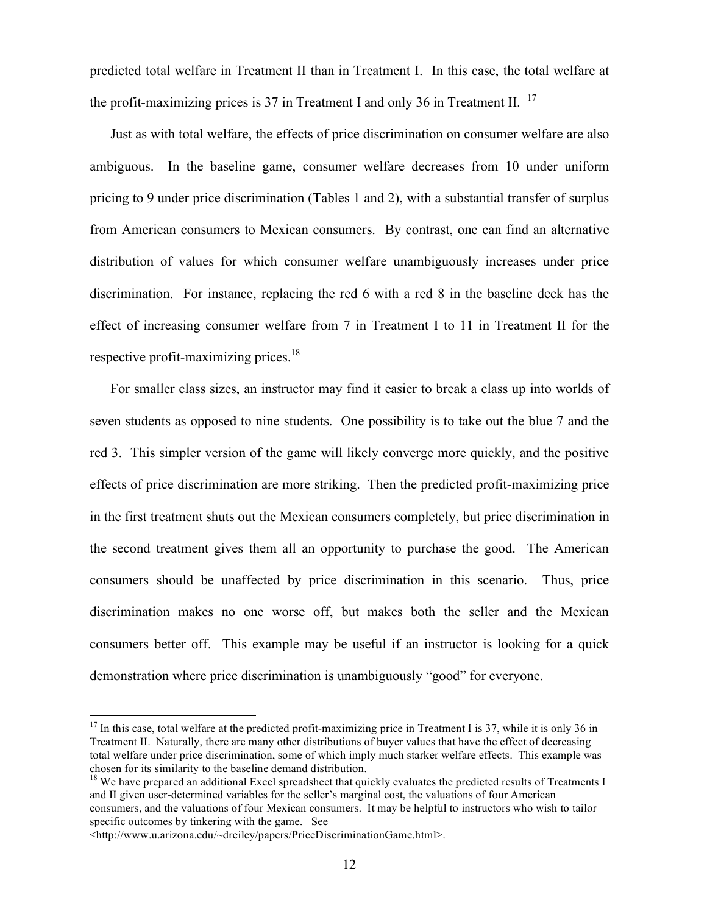predicted total welfare in Treatment II than in Treatment I. In this case, the total welfare at the profit-maximizing prices is 37 in Treatment I and only 36 in Treatment II. [17]

Just as with total welfare, the effects of price discrimination on consumer welfare are also ambiguous. In the baseline game, consumer welfare decreases from 10 under uniform pricing to 9 under price discrimination (Tables 1 and 2), with a substantial transfer of surplus from American consumers to Mexican consumers. By contrast, one can find an alternative distribution of values for which consumer welfare unambiguously increases under price discrimination. For instance, replacing the red 6 with a red 8 in the baseline deck has the effect of increasing consumer welfare from 7 in Treatment I to 11 in Treatment II for the respective profit-maximizing prices.[18]

For smaller class sizes, an instructor may find it easier to break a class up into worlds of seven students as opposed to nine students. One possibility is to take out the blue 7 and the red 3. This simpler version of the game will likely converge more quickly, and the positive effects of price discrimination are more striking. Then the predicted profit-maximizing price in the first treatment shuts out the Mexican consumers completely, but price discrimination in the second treatment gives them all an opportunity to purchase the good. The American consumers should be unaffected by price discrimination in this scenario. Thus, price discrimination makes no one worse off, but makes both the seller and the Mexican consumers better off. This example may be useful if an instructor is looking for a quick demonstration where price discrimination is unambiguously "good" for everyone.

---

[17] In this case, total welfare at the predicted profit-maximizing price in Treatment I is 37, while it is only 36 in Treatment II. Naturally, there are many other distributions of buyer values that have the effect of decreasing total welfare under price discrimination, some of which imply much starker welfare effects. This example was chosen for its similarity to the baseline demand distribution.

[18] We have prepared an additional Excel spreadsheet that quickly evaluates the predicted results of Treatments I and II given user-determined variables for the seller's marginal cost, the valuations of four American consumers, and the valuations of four Mexican consumers. It may be helpful to instructors who wish to tailor specific outcomes by tinkering with the game. See <http://www.u.arizona.edu/~dreiley/papers/PriceDiscriminationGame.html>.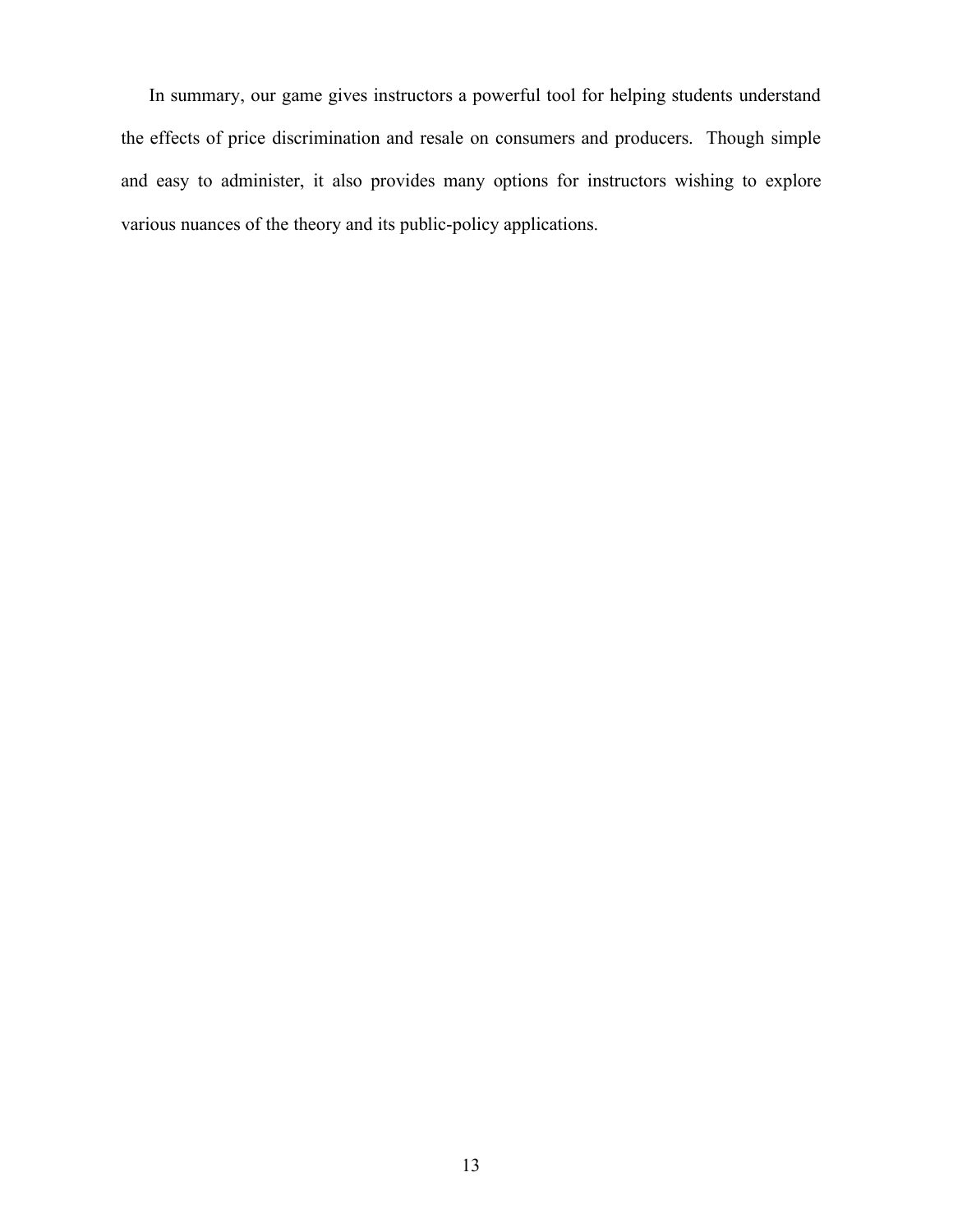In summary, our game gives instructors a powerful tool for helping students understand the effects of price discrimination and resale on consumers and producers. Though simple and easy to administer, it also provides many options for instructors wishing to explore various nuances of the theory and its public-policy applications.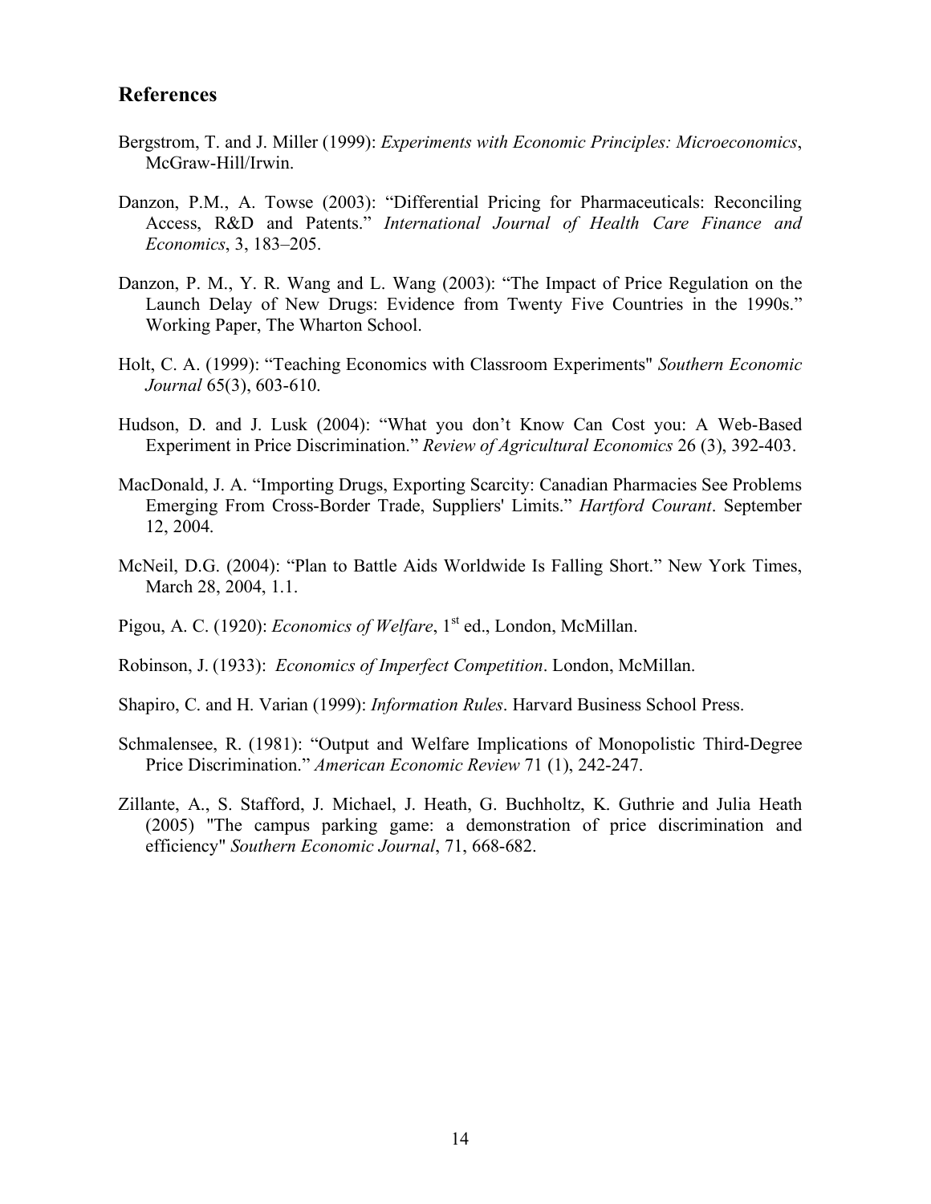## References

Bergstrom, T. and J. Miller (1999): *Experiments with Economic Principles: Microeconomics*, McGraw-Hill/Irwin.

Danzon, P.M., A. Towse (2003): "Differential Pricing for Pharmaceuticals: Reconciling Access, R&D and Patents." *International Journal of Health Care Finance and Economics*, 3, 183–205.

Danzon, P. M., Y. R. Wang and L. Wang (2003): "The Impact of Price Regulation on the Launch Delay of New Drugs: Evidence from Twenty Five Countries in the 1990s." Working Paper, The Wharton School.

Holt, C. A. (1999): "Teaching Economics with Classroom Experiments" *Southern Economic Journal* 65(3), 603-610.

Hudson, D. and J. Lusk (2004): "What you don't Know Can Cost you: A Web-Based Experiment in Price Discrimination." *Review of Agricultural Economics* 26 (3), 392-403.

MacDonald, J. A. "Importing Drugs, Exporting Scarcity: Canadian Pharmacies See Problems Emerging From Cross-Border Trade, Suppliers' Limits." *Hartford Courant*. September 12, 2004.

McNeil, D.G. (2004): "Plan to Battle Aids Worldwide Is Falling Short." New York Times, March 28, 2004, 1.1.

Pigou, A. C. (1920): *Economics of Welfare*, 1st ed., London, McMillan.

Robinson, J. (1933): *Economics of Imperfect Competition*. London, McMillan.

Shapiro, C. and H. Varian (1999): *Information Rules*. Harvard Business School Press.

Schmalensee, R. (1981): "Output and Welfare Implications of Monopolistic Third-Degree Price Discrimination." *American Economic Review* 71 (1), 242-247.

Zillante, A., S. Stafford, J. Michael, J. Heath, G. Buchholtz, K. Guthrie and Julia Heath (2005) "The campus parking game: a demonstration of price discrimination and efficiency" *Southern Economic Journal*, 71, 668-682.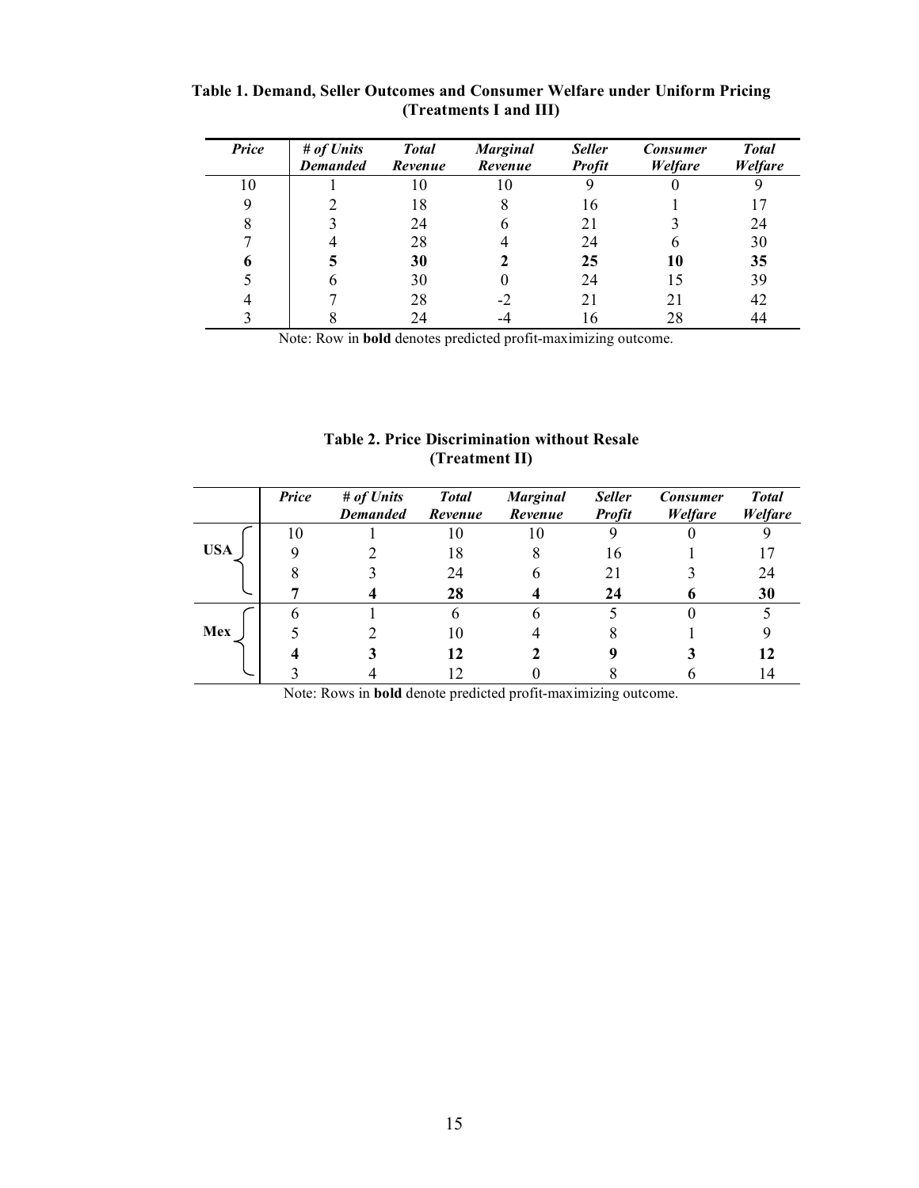**Table 1. Demand, Seller Outcomes and Consumer Welfare under Uniform Pricing (Treatments I and III)**

| *Price* | *# of Units Demanded* | *Total Revenue* | *Marginal Revenue* | *Seller Profit* | *Consumer Welfare* | *Total Welfare* |
|---|---|---|---|---|---|---|
| 10 | 1 | 10 | 10 | 9 | 0 | 9 |
| 9 | 2 | 18 | 8 | 16 | 1 | 17 |
| 8 | 3 | 24 | 6 | 21 | 3 | 24 |
| 7 | 4 | 28 | 4 | 24 | 6 | 30 |
| **6** | **5** | **30** | **2** | **25** | **10** | **35** |
| 5 | 6 | 30 | 0 | 24 | 15 | 39 |
| 4 | 7 | 28 | -2 | 21 | 21 | 42 |
| 3 | 8 | 24 | -4 | 16 | 28 | 44 |

Note: Row in **bold** denotes predicted profit-maximizing outcome.

**Table 2. Price Discrimination without Resale (Treatment II)**

| | *Price* | *# of Units Demanded* | *Total Revenue* | *Marginal Revenue* | *Seller Profit* | *Consumer Welfare* | *Total Welfare* |
|---|---|---|---|---|---|---|---|
| **USA** | 10 | 1 | 10 | 10 | 9 | 0 | 9 |
| | 9 | 2 | 18 | 8 | 16 | 1 | 17 |
| | 8 | 3 | 24 | 6 | 21 | 3 | 24 |
| | **7** | **4** | **28** | **4** | **24** | **6** | **30** |
| **Mex** | 6 | 1 | 6 | 6 | 5 | 0 | 5 |
| | 5 | 2 | 10 | 4 | 8 | 1 | 9 |
| | **4** | **3** | **12** | **2** | **9** | **3** | **12** |
| | 3 | 4 | 12 | 0 | 8 | 6 | 14 |

Note: Rows in **bold** denote predicted profit-maximizing outcome.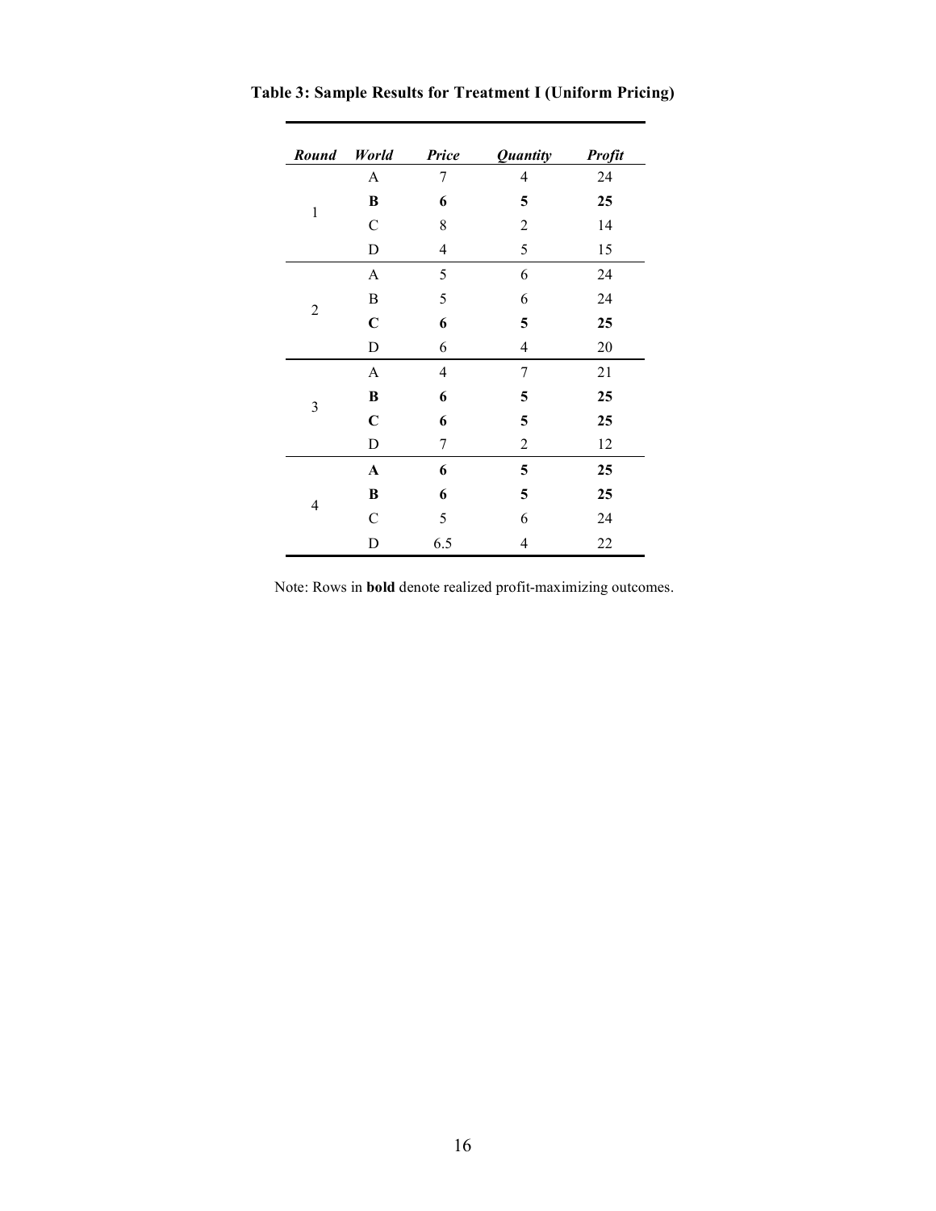**Table 3: Sample Results for Treatment I (Uniform Pricing)**

| *Round* | *World* | *Price* | *Quantity* | *Profit* |
|---|---|---|---|---|
| 1 | A | 7 | 4 | 24 |
| | **B** | **6** | **5** | **25** |
| | C | 8 | 2 | 14 |
| | D | 4 | 5 | 15 |
| 2 | A | 5 | 6 | 24 |
| | B | 5 | 6 | 24 |
| | **C** | **6** | **5** | **25** |
| | D | 6 | 4 | 20 |
| 3 | A | 4 | 7 | 21 |
| | **B** | **6** | **5** | **25** |
| | **C** | **6** | **5** | **25** |
| | D | 7 | 2 | 12 |
| 4 | **A** | **6** | **5** | **25** |
| | **B** | **6** | **5** | **25** |
| | C | 5 | 6 | 24 |
| | D | 6.5 | 4 | 22 |

Note: Rows in **bold** denote realized profit-maximizing outcomes.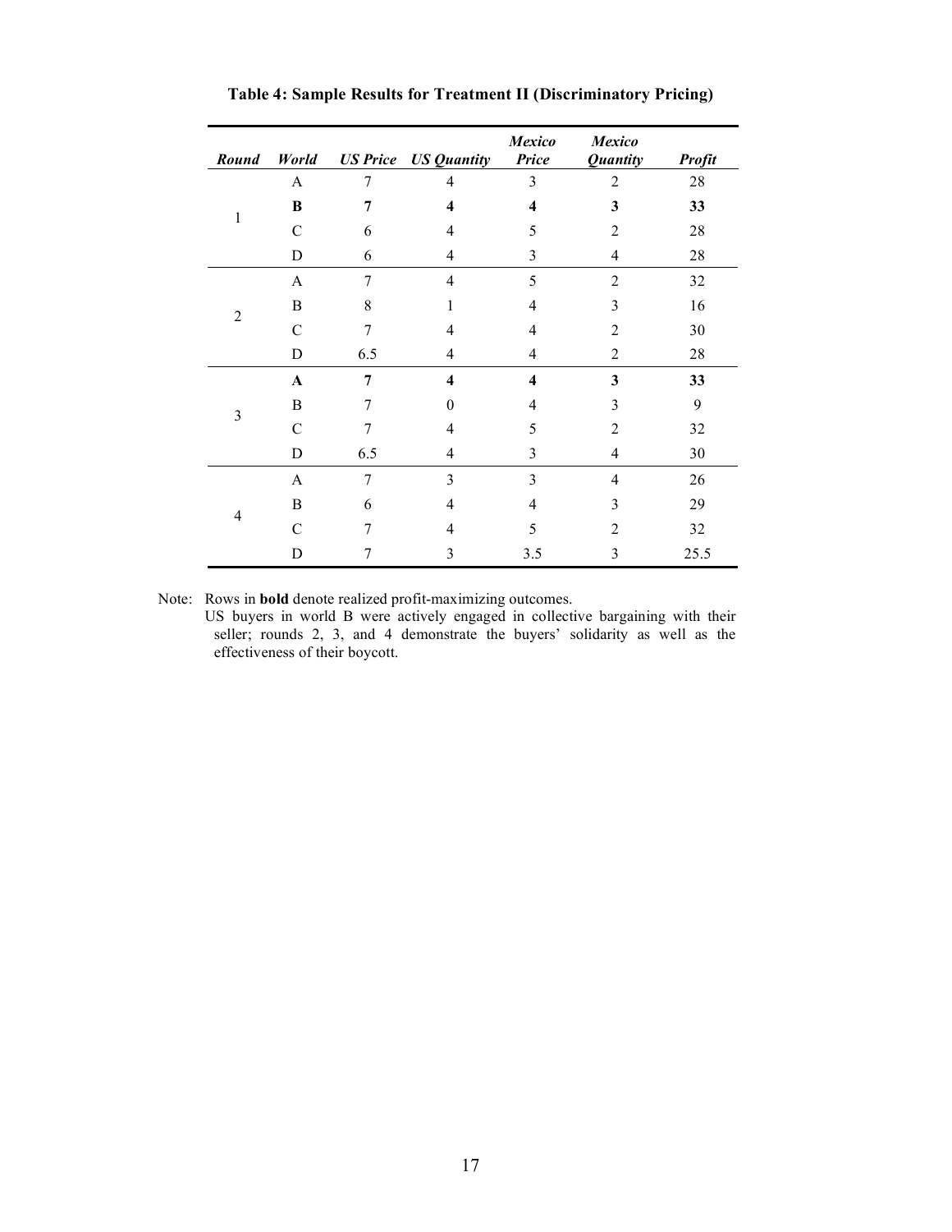**Table 4: Sample Results for Treatment II (Discriminatory Pricing)**

| *Round* | *World* | *US Price* | *US Quantity* | *Mexico Price* | *Mexico Quantity* | *Profit* |
|---|---|---|---|---|---|---|
| 1 | A | 7 | 4 | 3 | 2 | 28 |
| | **B** | **7** | **4** | **4** | **3** | **33** |
| | C | 6 | 4 | 5 | 2 | 28 |
| | D | 6 | 4 | 3 | 4 | 28 |
| 2 | A | 7 | 4 | 5 | 2 | 32 |
| | B | 8 | 1 | 4 | 3 | 16 |
| | C | 7 | 4 | 4 | 2 | 30 |
| | D | 6.5 | 4 | 4 | 2 | 28 |
| 3 | **A** | **7** | **4** | **4** | **3** | **33** |
| | B | 7 | 0 | 4 | 3 | 9 |
| | C | 7 | 4 | 5 | 2 | 32 |
| | D | 6.5 | 4 | 3 | 4 | 30 |
| 4 | A | 7 | 3 | 3 | 4 | 26 |
| | B | 6 | 4 | 4 | 3 | 29 |
| | C | 7 | 4 | 5 | 2 | 32 |
| | D | 7 | 3 | 3.5 | 3 | 25.5 |

Note: Rows in **bold** denote realized profit-maximizing outcomes.
US buyers in world B were actively engaged in collective bargaining with their seller; rounds 2, 3, and 4 demonstrate the buyers' solidarity as well as the effectiveness of their boycott.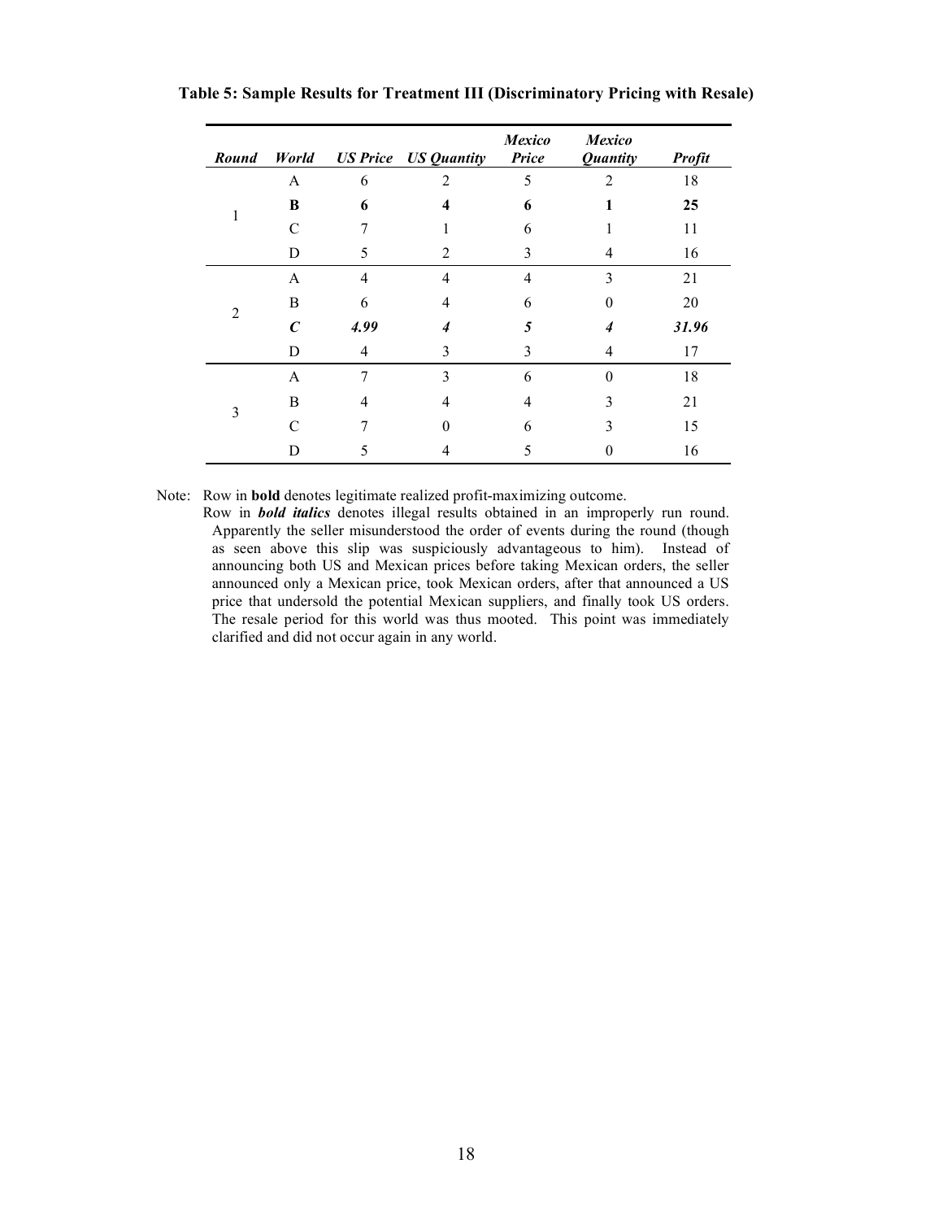**Table 5: Sample Results for Treatment III (Discriminatory Pricing with Resale)**

| *Round* | *World* | *US Price* | *US Quantity* | *Mexico Price* | *Mexico Quantity* | *Profit* |
|---|---|---|---|---|---|---|
| 1 | A | 6 | 2 | 5 | 2 | 18 |
| | **B** | **6** | **4** | **6** | **1** | **25** |
| | C | 7 | 1 | 6 | 1 | 11 |
| | D | 5 | 2 | 3 | 4 | 16 |
| 2 | A | 4 | 4 | 4 | 3 | 21 |
| | B | 6 | 4 | 6 | 0 | 20 |
| | ***C*** | ***4.99*** | ***4*** | ***5*** | ***4*** | ***31.96*** |
| | D | 4 | 3 | 3 | 4 | 17 |
| 3 | A | 7 | 3 | 6 | 0 | 18 |
| | B | 4 | 4 | 4 | 3 | 21 |
| | C | 7 | 0 | 6 | 3 | 15 |
| | D | 5 | 4 | 5 | 0 | 16 |

Note: Row in **bold** denotes legitimate realized profit-maximizing outcome.
Row in ***bold italics*** denotes illegal results obtained in an improperly run round. Apparently the seller misunderstood the order of events during the round (though as seen above this slip was suspiciously advantageous to him). Instead of announcing both US and Mexican prices before taking Mexican orders, the seller announced only a Mexican price, took Mexican orders, after that announced a US price that undersold the potential Mexican suppliers, and finally took US orders. The resale period for this world was thus mooted. This point was immediately clarified and did not occur again in any world.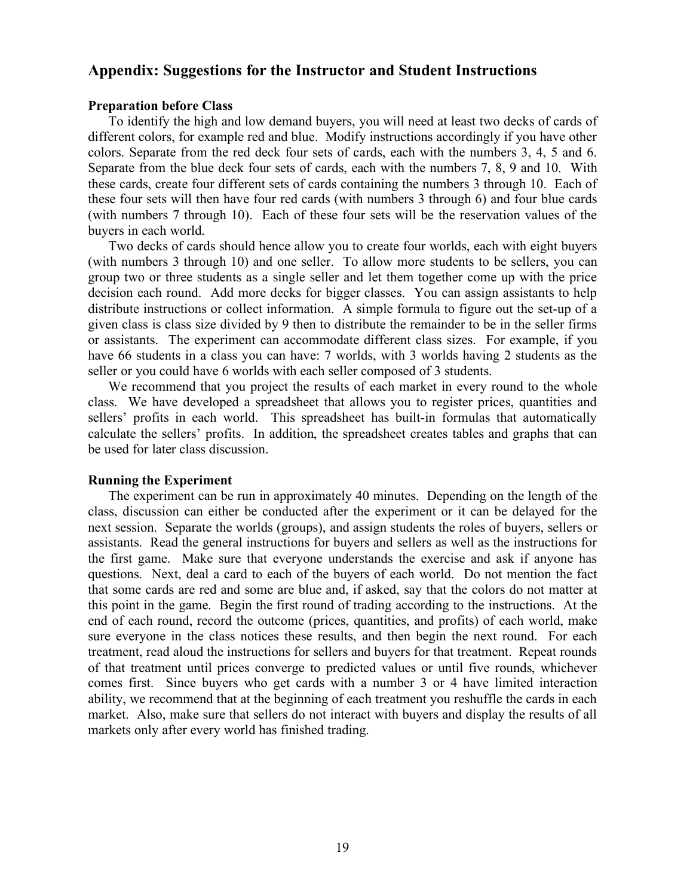## Appendix: Suggestions for the Instructor and Student Instructions

### Preparation before Class

To identify the high and low demand buyers, you will need at least two decks of cards of different colors, for example red and blue. Modify instructions accordingly if you have other colors. Separate from the red deck four sets of cards, each with the numbers 3, 4, 5 and 6. Separate from the blue deck four sets of cards, each with the numbers 7, 8, 9 and 10. With these cards, create four different sets of cards containing the numbers 3 through 10. Each of these four sets will then have four red cards (with numbers 3 through 6) and four blue cards (with numbers 7 through 10). Each of these four sets will be the reservation values of the buyers in each world.

Two decks of cards should hence allow you to create four worlds, each with eight buyers (with numbers 3 through 10) and one seller. To allow more students to be sellers, you can group two or three students as a single seller and let them together come up with the price decision each round. Add more decks for bigger classes. You can assign assistants to help distribute instructions or collect information. A simple formula to figure out the set-up of a given class is class size divided by 9 then to distribute the remainder to be in the seller firms or assistants. The experiment can accommodate different class sizes. For example, if you have 66 students in a class you can have: 7 worlds, with 3 worlds having 2 students as the seller or you could have 6 worlds with each seller composed of 3 students.

We recommend that you project the results of each market in every round to the whole class. We have developed a spreadsheet that allows you to register prices, quantities and sellers' profits in each world. This spreadsheet has built-in formulas that automatically calculate the sellers' profits. In addition, the spreadsheet creates tables and graphs that can be used for later class discussion.

### Running the Experiment

The experiment can be run in approximately 40 minutes. Depending on the length of the class, discussion can either be conducted after the experiment or it can be delayed for the next session. Separate the worlds (groups), and assign students the roles of buyers, sellers or assistants. Read the general instructions for buyers and sellers as well as the instructions for the first game. Make sure that everyone understands the exercise and ask if anyone has questions. Next, deal a card to each of the buyers of each world. Do not mention the fact that some cards are red and some are blue and, if asked, say that the colors do not matter at this point in the game. Begin the first round of trading according to the instructions. At the end of each round, record the outcome (prices, quantities, and profits) of each world, make sure everyone in the class notices these results, and then begin the next round. For each treatment, read aloud the instructions for sellers and buyers for that treatment. Repeat rounds of that treatment until prices converge to predicted values or until five rounds, whichever comes first. Since buyers who get cards with a number 3 or 4 have limited interaction ability, we recommend that at the beginning of each treatment you reshuffle the cards in each market. Also, make sure that sellers do not interact with buyers and display the results of all markets only after every world has finished trading.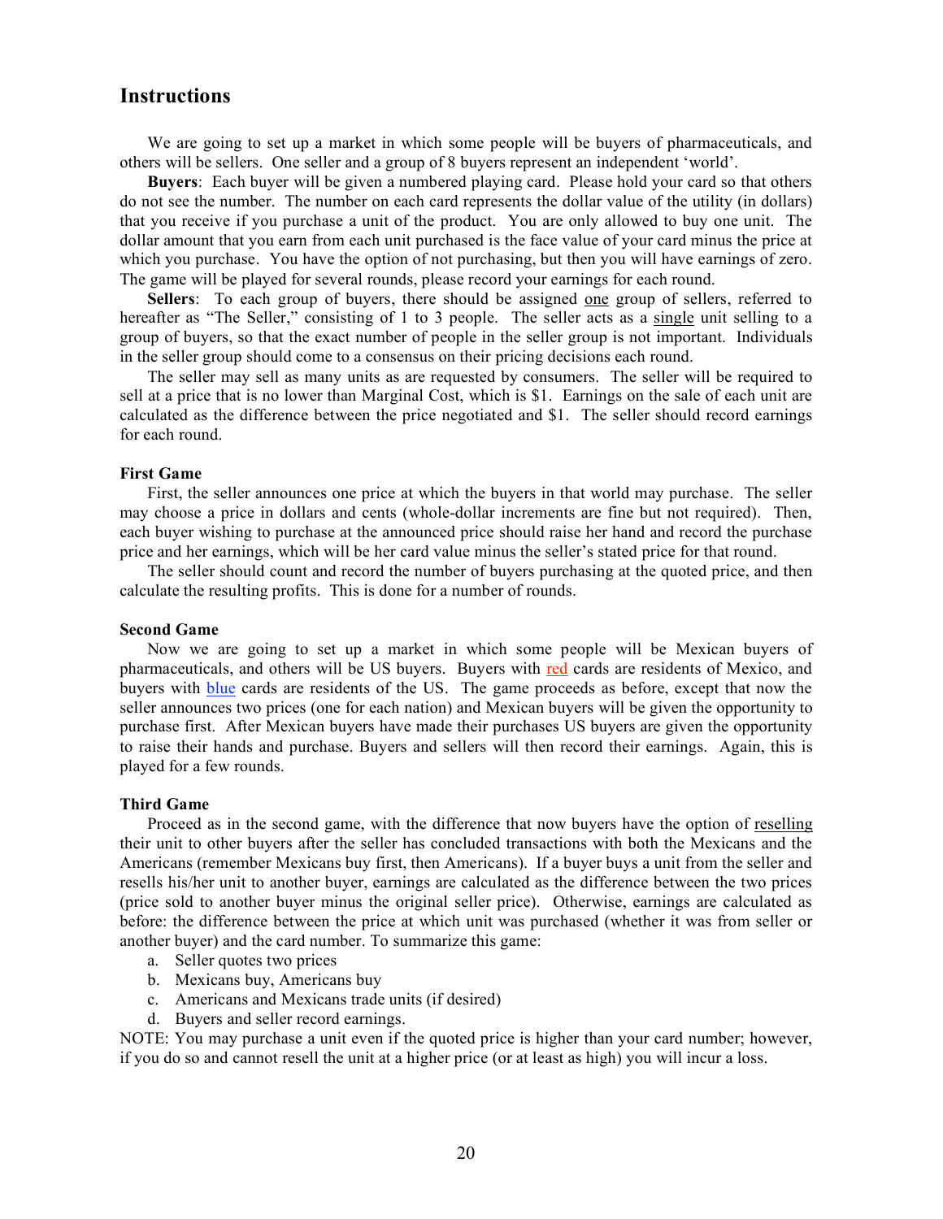## Instructions

We are going to set up a market in which some people will be buyers of pharmaceuticals, and others will be sellers. One seller and a group of 8 buyers represent an independent 'world'.

**Buyers**: Each buyer will be given a numbered playing card. Please hold your card so that others do not see the number. The number on each card represents the dollar value of the utility (in dollars) that you receive if you purchase a unit of the product. You are only allowed to buy one unit. The dollar amount that you earn from each unit purchased is the face value of your card minus the price at which you purchase. You have the option of not purchasing, but then you will have earnings of zero. The game will be played for several rounds, please record your earnings for each round.

**Sellers**: To each group of buyers, there should be assigned one group of sellers, referred to hereafter as "The Seller," consisting of 1 to 3 people. The seller acts as a single unit selling to a group of buyers, so that the exact number of people in the seller group is not important. Individuals in the seller group should come to a consensus on their pricing decisions each round.

The seller may sell as many units as are requested by consumers. The seller will be required to sell at a price that is no lower than Marginal Cost, which is $1. Earnings on the sale of each unit are calculated as the difference between the price negotiated and $1. The seller should record earnings for each round.

### First Game

First, the seller announces one price at which the buyers in that world may purchase. The seller may choose a price in dollars and cents (whole-dollar increments are fine but not required). Then, each buyer wishing to purchase at the announced price should raise her hand and record the purchase price and her earnings, which will be her card value minus the seller's stated price for that round.

The seller should count and record the number of buyers purchasing at the quoted price, and then calculate the resulting profits. This is done for a number of rounds.

### Second Game

Now we are going to set up a market in which some people will be Mexican buyers of pharmaceuticals, and others will be US buyers. Buyers with red cards are residents of Mexico, and buyers with blue cards are residents of the US. The game proceeds as before, except that now the seller announces two prices (one for each nation) and Mexican buyers will be given the opportunity to purchase first. After Mexican buyers have made their purchases US buyers are given the opportunity to raise their hands and purchase. Buyers and sellers will then record their earnings. Again, this is played for a few rounds.

### Third Game

Proceed as in the second game, with the difference that now buyers have the option of reselling their unit to other buyers after the seller has concluded transactions with both the Mexicans and the Americans (remember Mexicans buy first, then Americans). If a buyer buys a unit from the seller and resells his/her unit to another buyer, earnings are calculated as the difference between the two prices (price sold to another buyer minus the original seller price). Otherwise, earnings are calculated as before: the difference between the price at which unit was purchased (whether it was from seller or another buyer) and the card number. To summarize this game:

a. Seller quotes two prices
b. Mexicans buy, Americans buy
c. Americans and Mexicans trade units (if desired)
d. Buyers and seller record earnings.

NOTE: You may purchase a unit even if the quoted price is higher than your card number; however, if you do so and cannot resell the unit at a higher price (or at least as high) you will incur a loss.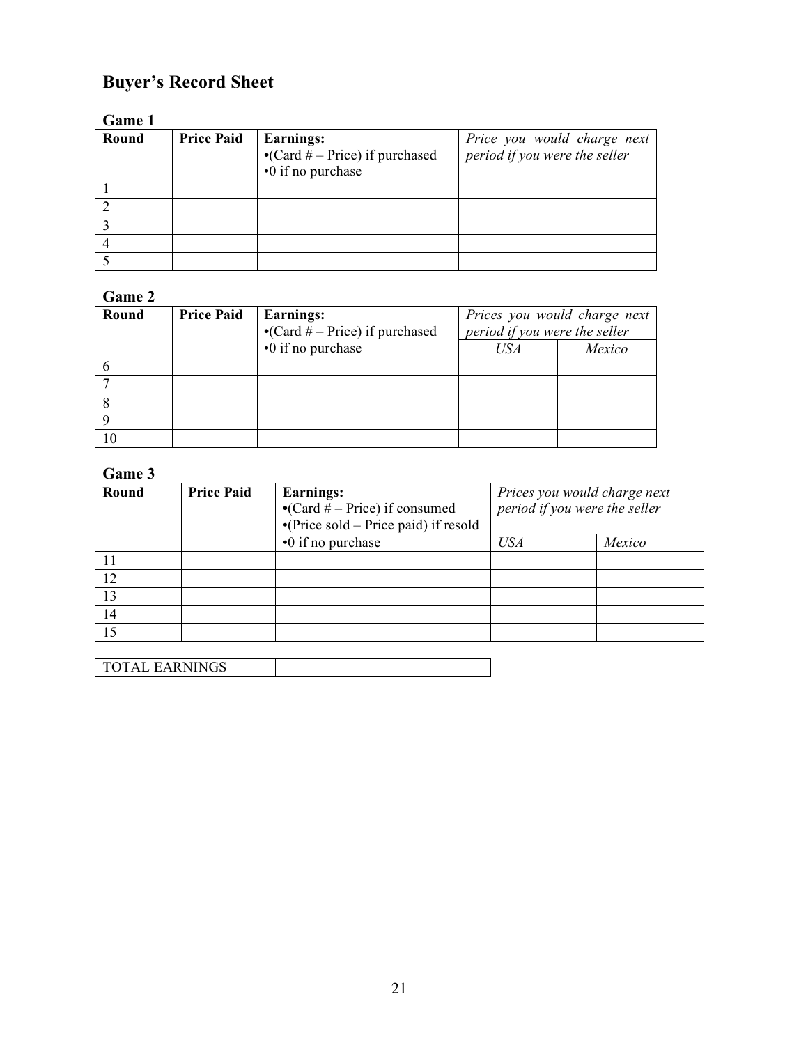# Buyer's Record Sheet

### Game 1

| Round | Price Paid | **Earnings:**<br>•(Card # – Price) if purchased<br>•0 if no purchase | *Price you would charge next period if you were the seller* |
|---|---|---|---|
| 1 | | | |
| 2 | | | |
| 3 | | | |
| 4 | | | |
| 5 | | | |

### Game 2

| Round | Price Paid | **Earnings:**<br>•(Card # – Price) if purchased<br>•0 if no purchase | *Prices you would charge next period if you were the seller* | |
|---|---|---|---|---|
| | | | *USA* | *Mexico* |
| 6 | | | | |
| 7 | | | | |
| 8 | | | | |
| 9 | | | | |
| 10 | | | | |

### Game 3

| Round | Price Paid | **Earnings:**<br>•(Card # – Price) if consumed<br>•(Price sold – Price paid) if resold<br>•0 if no purchase | *Prices you would charge next period if you were the seller* | |
|---|---|---|---|---|
| | | | *USA* | *Mexico* |
| 11 | | | | |
| 12 | | | | |
| 13 | | | | |
| 14 | | | | |
| 15 | | | | |

| TOTAL EARNINGS | |
|---|---|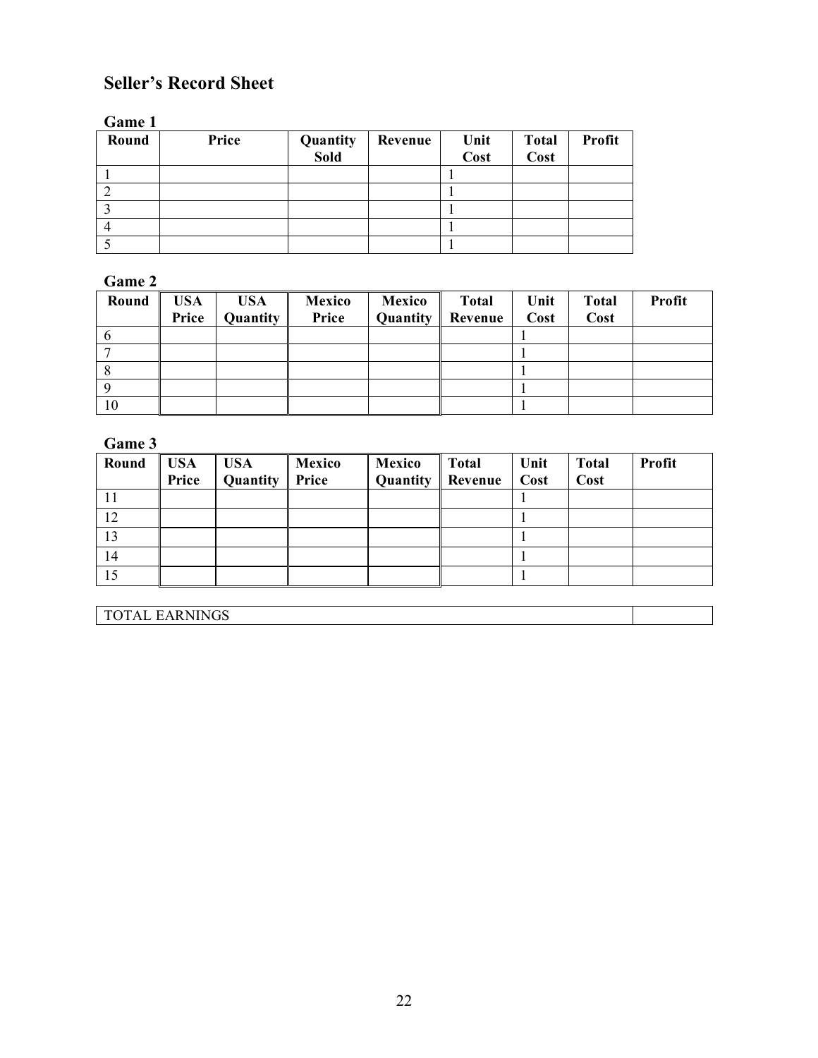## Seller's Record Sheet

### Game 1

| Round | Price | Quantity Sold | Revenue | Unit Cost | Total Cost | Profit |
|---|---|---|---|---|---|---|
| 1 | | | | 1 | | |
| 2 | | | | 1 | | |
| 3 | | | | 1 | | |
| 4 | | | | 1 | | |
| 5 | | | | 1 | | |

### Game 2

| Round | USA Price | USA Quantity | Mexico Price | Mexico Quantity | Total Revenue | Unit Cost | Total Cost | Profit |
|---|---|---|---|---|---|---|---|---|
| 6 | | | | | | 1 | | |
| 7 | | | | | | 1 | | |
| 8 | | | | | | 1 | | |
| 9 | | | | | | 1 | | |
| 10 | | | | | | 1 | | |

### Game 3

| Round | USA Price | USA Quantity | Mexico Price | Mexico Quantity | Total Revenue | Unit Cost | Total Cost | Profit |
|---|---|---|---|---|---|---|---|---|
| 11 | | | | | | 1 | | |
| 12 | | | | | | 1 | | |
| 13 | | | | | | 1 | | |
| 14 | | | | | | 1 | | |
| 15 | | | | | | 1 | | |

| | |
|---|---|
| TOTAL EARNINGS | |